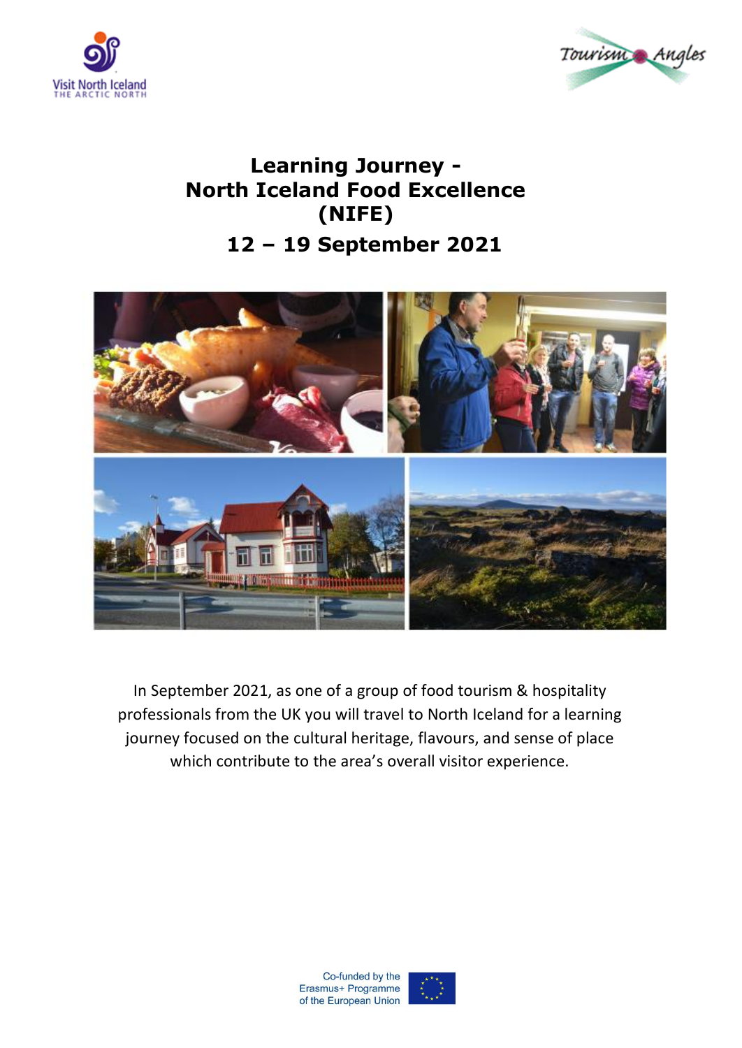Visit North Iceland
THE ARCTIC NORTH

Tourism Angles

# Learning Journey - North Iceland Food Excellence (NIFE)

## 12 – 19 September 2021

In September 2021, as one of a group of food tourism & hospitality professionals from the UK you will travel to North Iceland for a learning journey focused on the cultural heritage, flavours, and sense of place which contribute to the area's overall visitor experience.

Co-funded by the Erasmus+ Programme of the European Union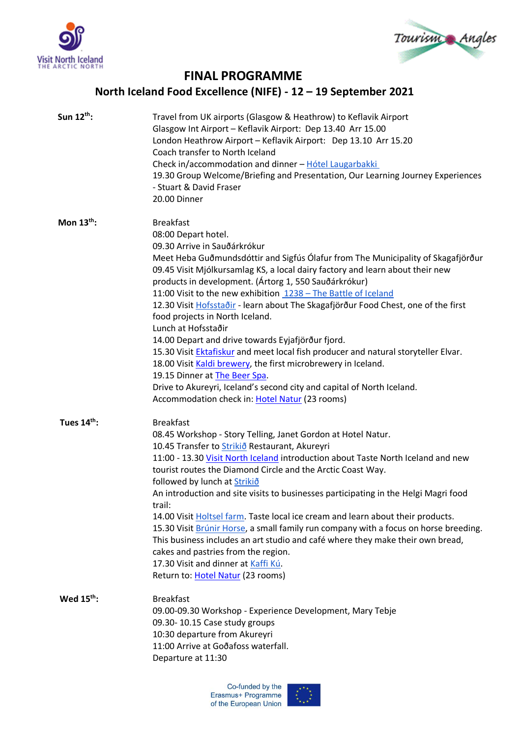# FINAL PROGRAMME

## North Iceland Food Excellence (NIFE) - 12 – 19 September 2021

**Sun 12th:**

Travel from UK airports (Glasgow & Heathrow) to Keflavik Airport
Glasgow Int Airport – Keflavik Airport: Dep 13.40 Arr 15.00
London Heathrow Airport – Keflavik Airport: Dep 13.10 Arr 15.20
Coach transfer to North Iceland
Check in/accommodation and dinner – Hótel Laugarbakki
19.30 Group Welcome/Briefing and Presentation, Our Learning Journey Experiences - Stuart & David Fraser
20.00 Dinner

**Mon 13th:**

Breakfast
08:00 Depart hotel.
09.30 Arrive in Sauðárkrókur
Meet Heba Guðmundsdóttir and Sigfús Ólafur from The Municipality of Skagafjörður
09.45 Visit Mjólkursamlag KS, a local dairy factory and learn about their new products in development. (Ártorg 1, 550 Sauðárkrókur)
11:00 Visit to the new exhibition 1238 – The Battle of Iceland
12.30 Visit Hofsstaðir - learn about The Skagafjörður Food Chest, one of the first food projects in North Iceland.
Lunch at Hofsstaðir
14.00 Depart and drive towards Eyjafjörður fjord.
15.30 Visit Ektafiskur and meet local fish producer and natural storyteller Elvar.
18.00 Visit Kaldi brewery, the first microbrewery in Iceland.
19.15 Dinner at The Beer Spa.
Drive to Akureyri, Iceland's second city and capital of North Iceland.
Accommodation check in: Hotel Natur (23 rooms)

**Tues 14th:**

Breakfast
08.45 Workshop - Story Telling, Janet Gordon at Hotel Natur.
10.45 Transfer to Strikið Restaurant, Akureyri
11:00 - 13.30 Visit North Iceland introduction about Taste North Iceland and new tourist routes the Diamond Circle and the Arctic Coast Way.
followed by lunch at Strikið
An introduction and site visits to businesses participating in the Helgi Magri food trail:
14.00 Visit Holtsel farm. Taste local ice cream and learn about their products.
15.30 Visit Brúnir Horse, a small family run company with a focus on horse breeding. This business includes an art studio and café where they make their own bread, cakes and pastries from the region.
17.30 Visit and dinner at Kaffi Kú.
Return to: Hotel Natur (23 rooms)

**Wed 15th:**

Breakfast
09.00-09.30 Workshop - Experience Development, Mary Tebje
09.30- 10.15 Case study groups
10:30 departure from Akureyri
11:00 Arrive at Goðafoss waterfall.
Departure at 11:30

Co-funded by the Erasmus+ Programme of the European Union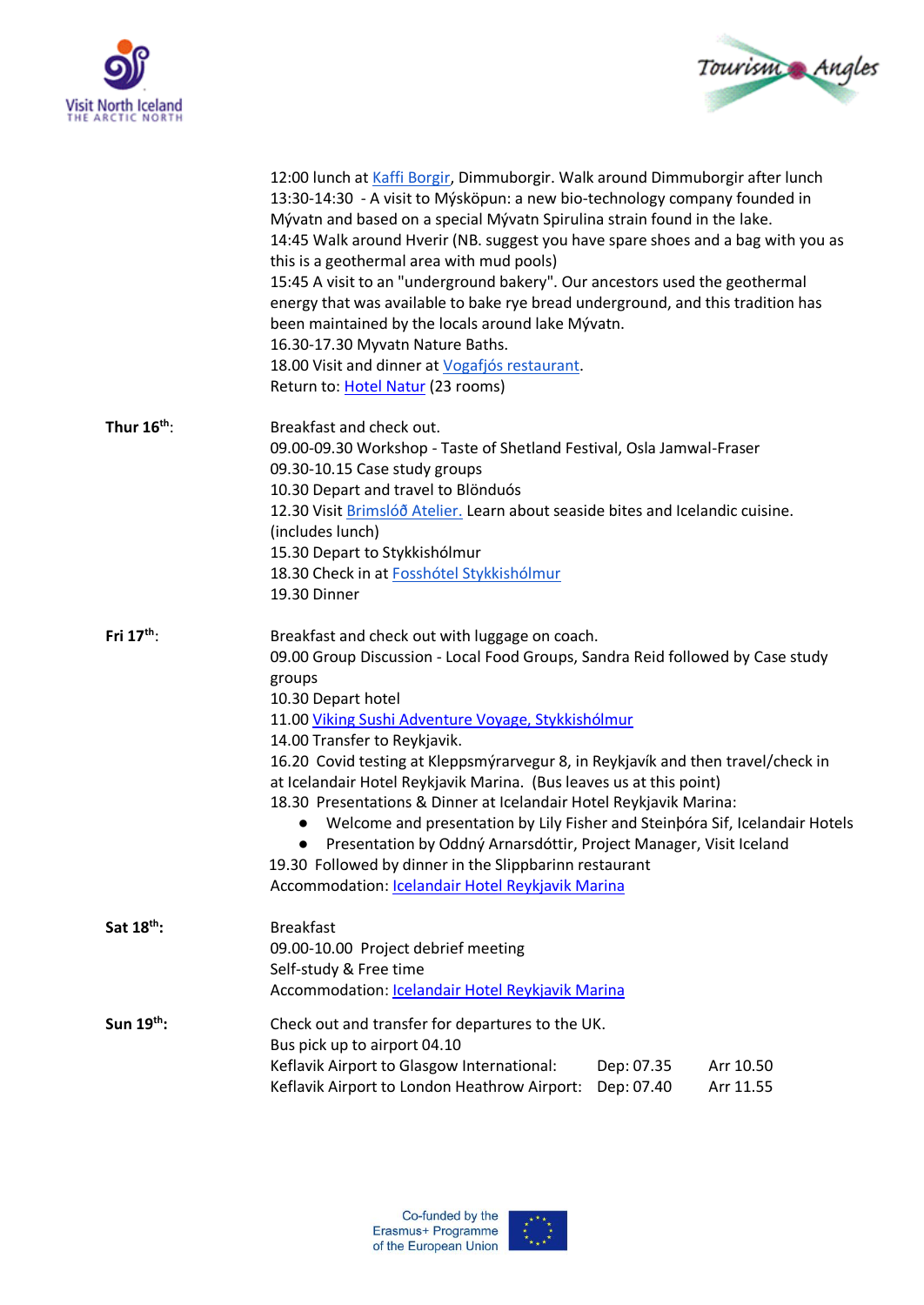12:00 lunch at Kaffi Borgir, Dimmuborgir. Walk around Dimmuborgir after lunch
13:30-14:30 - A visit to Mýsköpun: a new bio-technology company founded in Mývatn and based on a special Mývatn Spirulina strain found in the lake.
14:45 Walk around Hverir (NB. suggest you have spare shoes and a bag with you as this is a geothermal area with mud pools)
15:45 A visit to an "underground bakery". Our ancestors used the geothermal energy that was available to bake rye bread underground, and this tradition has been maintained by the locals around lake Mývatn.
16.30-17.30 Myvatn Nature Baths.
18.00 Visit and dinner at Vogafjós restaurant.
Return to: Hotel Natur (23 rooms)

**Thur 16th:**

Breakfast and check out.
09.00-09.30 Workshop - Taste of Shetland Festival, Osla Jamwal-Fraser
09.30-10.15 Case study groups
10.30 Depart and travel to Blönduós
12.30 Visit Brimslóð Atelier. Learn about seaside bites and Icelandic cuisine. (includes lunch)
15.30 Depart to Stykkishólmur
18.30 Check in at Fosshótel Stykkishólmur
19.30 Dinner

**Fri 17th:**

Breakfast and check out with luggage on coach.
09.00 Group Discussion - Local Food Groups, Sandra Reid followed by Case study groups
10.30 Depart hotel
11.00 Viking Sushi Adventure Voyage, Stykkishólmur
14.00 Transfer to Reykjavik.
16.20 Covid testing at Kleppsmýrarvegur 8, in Reykjavík and then travel/check in at Icelandair Hotel Reykjavik Marina. (Bus leaves us at this point)
18.30 Presentations & Dinner at Icelandair Hotel Reykjavik Marina:

- Welcome and presentation by Lily Fisher and Steinþóra Sif, Icelandair Hotels
- Presentation by Oddný Arnarsdóttir, Project Manager, Visit Iceland

19.30 Followed by dinner in the Slippbarinn restaurant
Accommodation: Icelandair Hotel Reykjavik Marina

**Sat 18th:**

Breakfast
09.00-10.00 Project debrief meeting
Self-study & Free time
Accommodation: Icelandair Hotel Reykjavik Marina

**Sun 19th:**

Check out and transfer for departures to the UK.
Bus pick up to airport 04.10

| | | |
|---|---|---|
| Keflavik Airport to Glasgow International: | Dep: 07.35 | Arr 10.50 |
| Keflavik Airport to London Heathrow Airport: | Dep: 07.40 | Arr 11.55 |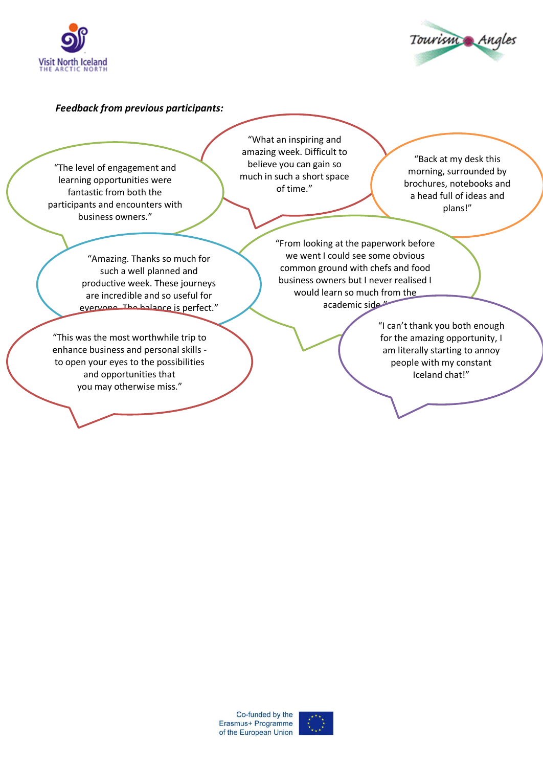***Feedback from previous participants:***

"The level of engagement and learning opportunities were fantastic from both the participants and encounters with business owners."

"What an inspiring and amazing week. Difficult to believe you can gain so much in such a short space of time."

"Back at my desk this morning, surrounded by brochures, notebooks and a head full of ideas and plans!"

"Amazing. Thanks so much for such a well planned and productive week. These journeys are incredible and so useful for everyone. The balance is perfect."

"From looking at the paperwork before we went I could see some obvious common ground with chefs and food business owners but I never realised I would learn so much from the academic side."

"This was the most worthwhile trip to enhance business and personal skills - to open your eyes to the possibilities and opportunities that you may otherwise miss."

"I can't thank you both enough for the amazing opportunity, I am literally starting to annoy people with my constant Iceland chat!"

Co-funded by the Erasmus+ Programme of the European Union